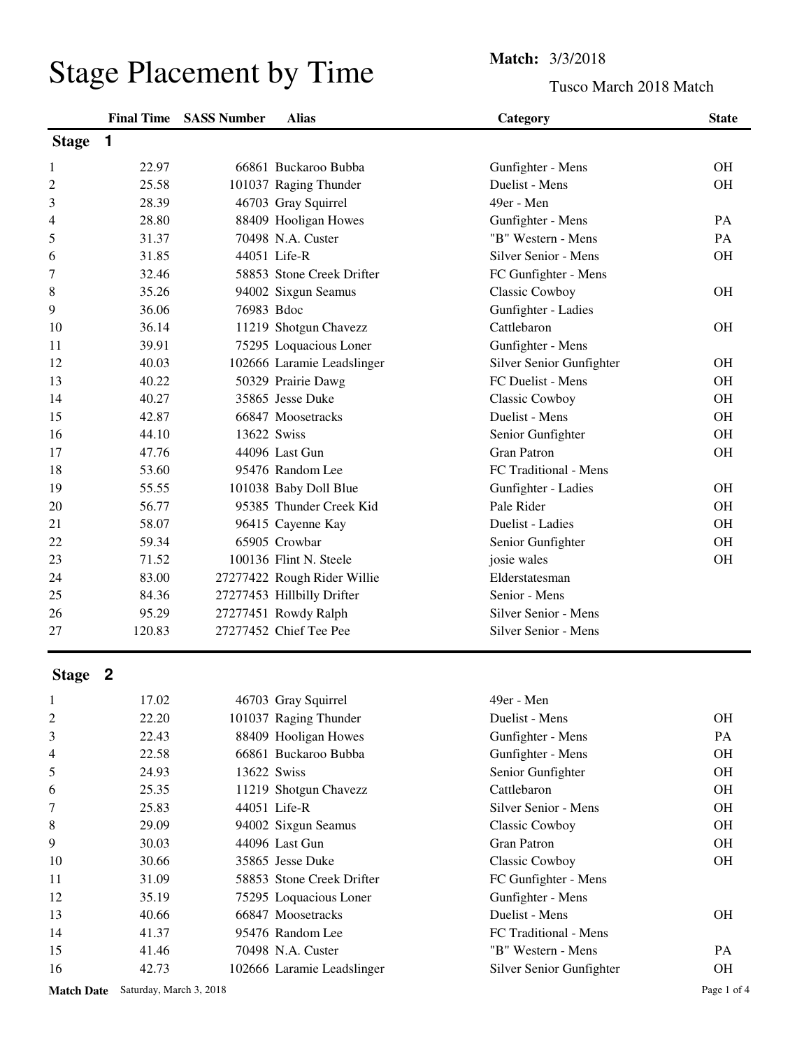# Stage Placement by Time

**Match:** 3/3/2018

Tusco March 2018 Match

## Stage 1

| | Final Time | SASS Number | Alias | Category | State |
|---|---|---|---|---|---|
| 1 | 22.97 | 66861 | Buckaroo Bubba | Gunfighter - Mens | OH |
| 2 | 25.58 | 101037 | Raging Thunder | Duelist - Mens | OH |
| 3 | 28.39 | 46703 | Gray Squirrel | 49er - Men | |
| 4 | 28.80 | 88409 | Hooligan Howes | Gunfighter - Mens | PA |
| 5 | 31.37 | 70498 | N.A. Custer | "B" Western - Mens | PA |
| 6 | 31.85 | 44051 | Life-R | Silver Senior - Mens | OH |
| 7 | 32.46 | 58853 | Stone Creek Drifter | FC Gunfighter - Mens | |
| 8 | 35.26 | 94002 | Sixgun Seamus | Classic Cowboy | OH |
| 9 | 36.06 | 76983 | Bdoc | Gunfighter - Ladies | |
| 10 | 36.14 | 11219 | Shotgun Chavezz | Cattlebaron | OH |
| 11 | 39.91 | 75295 | Loquacious Loner | Gunfighter - Mens | |
| 12 | 40.03 | 102666 | Laramie Leadslinger | Silver Senior Gunfighter | OH |
| 13 | 40.22 | 50329 | Prairie Dawg | FC Duelist - Mens | OH |
| 14 | 40.27 | 35865 | Jesse Duke | Classic Cowboy | OH |
| 15 | 42.87 | 66847 | Moosetracks | Duelist - Mens | OH |
| 16 | 44.10 | 13622 | Swiss | Senior Gunfighter | OH |
| 17 | 47.76 | 44096 | Last Gun | Gran Patron | OH |
| 18 | 53.60 | 95476 | Random Lee | FC Traditional - Mens | |
| 19 | 55.55 | 101038 | Baby Doll Blue | Gunfighter - Ladies | OH |
| 20 | 56.77 | 95385 | Thunder Creek Kid | Pale Rider | OH |
| 21 | 58.07 | 96415 | Cayenne Kay | Duelist - Ladies | OH |
| 22 | 59.34 | 65905 | Crowbar | Senior Gunfighter | OH |
| 23 | 71.52 | 100136 | Flint N. Steele | josie wales | OH |
| 24 | 83.00 | 27277422 | Rough Rider Willie | Elderstatesman | |
| 25 | 84.36 | 27277453 | Hillbilly Drifter | Senior - Mens | |
| 26 | 95.29 | 27277451 | Rowdy Ralph | Silver Senior - Mens | |
| 27 | 120.83 | 27277452 | Chief Tee Pee | Silver Senior - Mens | |

## Stage 2

| | Final Time | SASS Number | Alias | Category | State |
|---|---|---|---|---|---|
| 1 | 17.02 | 46703 | Gray Squirrel | 49er - Men | |
| 2 | 22.20 | 101037 | Raging Thunder | Duelist - Mens | OH |
| 3 | 22.43 | 88409 | Hooligan Howes | Gunfighter - Mens | PA |
| 4 | 22.58 | 66861 | Buckaroo Bubba | Gunfighter - Mens | OH |
| 5 | 24.93 | 13622 | Swiss | Senior Gunfighter | OH |
| 6 | 25.35 | 11219 | Shotgun Chavezz | Cattlebaron | OH |
| 7 | 25.83 | 44051 | Life-R | Silver Senior - Mens | OH |
| 8 | 29.09 | 94002 | Sixgun Seamus | Classic Cowboy | OH |
| 9 | 30.03 | 44096 | Last Gun | Gran Patron | OH |
| 10 | 30.66 | 35865 | Jesse Duke | Classic Cowboy | OH |
| 11 | 31.09 | 58853 | Stone Creek Drifter | FC Gunfighter - Mens | |
| 12 | 35.19 | 75295 | Loquacious Loner | Gunfighter - Mens | |
| 13 | 40.66 | 66847 | Moosetracks | Duelist - Mens | OH |
| 14 | 41.37 | 95476 | Random Lee | FC Traditional - Mens | |
| 15 | 41.46 | 70498 | N.A. Custer | "B" Western - Mens | PA |
| 16 | 42.73 | 102666 | Laramie Leadslinger | Silver Senior Gunfighter | OH |

**Match Date** Saturday, March 3, 2018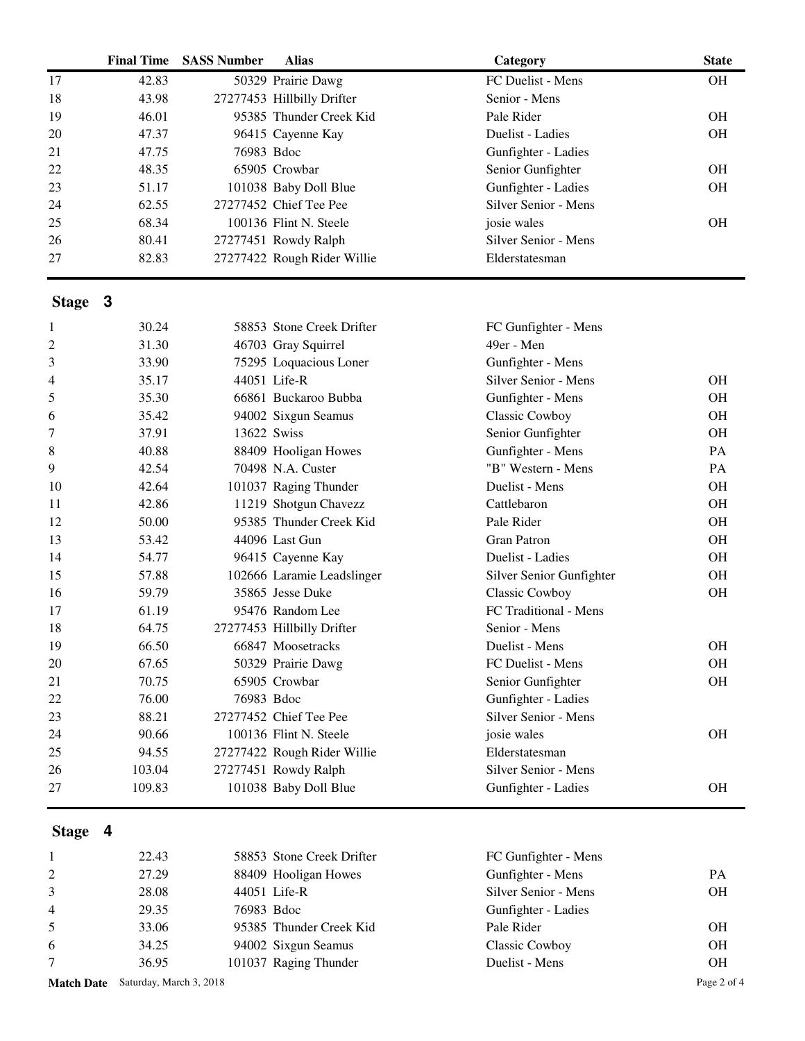| | Final Time | SASS Number | Alias | Category | State |
|---|---|---|---|---|---|
| 17 | 42.83 | 50329 | Prairie Dawg | FC Duelist - Mens | OH |
| 18 | 43.98 | 27277453 | Hillbilly Drifter | Senior - Mens | |
| 19 | 46.01 | 95385 | Thunder Creek Kid | Pale Rider | OH |
| 20 | 47.37 | 96415 | Cayenne Kay | Duelist - Ladies | OH |
| 21 | 47.75 | 76983 | Bdoc | Gunfighter - Ladies | |
| 22 | 48.35 | 65905 | Crowbar | Senior Gunfighter | OH |
| 23 | 51.17 | 101038 | Baby Doll Blue | Gunfighter - Ladies | OH |
| 24 | 62.55 | 27277452 | Chief Tee Pee | Silver Senior - Mens | |
| 25 | 68.34 | 100136 | Flint N. Steele | josie wales | OH |
| 26 | 80.41 | 27277451 | Rowdy Ralph | Silver Senior - Mens | |
| 27 | 82.83 | 27277422 | Rough Rider Willie | Elderstatesman | |

## Stage 3

| | Final Time | SASS Number | Alias | Category | State |
|---|---|---|---|---|---|
| 1 | 30.24 | 58853 | Stone Creek Drifter | FC Gunfighter - Mens | |
| 2 | 31.30 | 46703 | Gray Squirrel | 49er - Men | |
| 3 | 33.90 | 75295 | Loquacious Loner | Gunfighter - Mens | |
| 4 | 35.17 | 44051 | Life-R | Silver Senior - Mens | OH |
| 5 | 35.30 | 66861 | Buckaroo Bubba | Gunfighter - Mens | OH |
| 6 | 35.42 | 94002 | Sixgun Seamus | Classic Cowboy | OH |
| 7 | 37.91 | 13622 | Swiss | Senior Gunfighter | OH |
| 8 | 40.88 | 88409 | Hooligan Howes | Gunfighter - Mens | PA |
| 9 | 42.54 | 70498 | N.A. Custer | "B" Western - Mens | PA |
| 10 | 42.64 | 101037 | Raging Thunder | Duelist - Mens | OH |
| 11 | 42.86 | 11219 | Shotgun Chavezz | Cattlebaron | OH |
| 12 | 50.00 | 95385 | Thunder Creek Kid | Pale Rider | OH |
| 13 | 53.42 | 44096 | Last Gun | Gran Patron | OH |
| 14 | 54.77 | 96415 | Cayenne Kay | Duelist - Ladies | OH |
| 15 | 57.88 | 102666 | Laramie Leadslinger | Silver Senior Gunfighter | OH |
| 16 | 59.79 | 35865 | Jesse Duke | Classic Cowboy | OH |
| 17 | 61.19 | 95476 | Random Lee | FC Traditional - Mens | |
| 18 | 64.75 | 27277453 | Hillbilly Drifter | Senior - Mens | |
| 19 | 66.50 | 66847 | Moosetracks | Duelist - Mens | OH |
| 20 | 67.65 | 50329 | Prairie Dawg | FC Duelist - Mens | OH |
| 21 | 70.75 | 65905 | Crowbar | Senior Gunfighter | OH |
| 22 | 76.00 | 76983 | Bdoc | Gunfighter - Ladies | |
| 23 | 88.21 | 27277452 | Chief Tee Pee | Silver Senior - Mens | |
| 24 | 90.66 | 100136 | Flint N. Steele | josie wales | OH |
| 25 | 94.55 | 27277422 | Rough Rider Willie | Elderstatesman | |
| 26 | 103.04 | 27277451 | Rowdy Ralph | Silver Senior - Mens | |
| 27 | 109.83 | 101038 | Baby Doll Blue | Gunfighter - Ladies | OH |

## Stage 4

| | Final Time | SASS Number | Alias | Category | State |
|---|---|---|---|---|---|
| 1 | 22.43 | 58853 | Stone Creek Drifter | FC Gunfighter - Mens | |
| 2 | 27.29 | 88409 | Hooligan Howes | Gunfighter - Mens | PA |
| 3 | 28.08 | 44051 | Life-R | Silver Senior - Mens | OH |
| 4 | 29.35 | 76983 | Bdoc | Gunfighter - Ladies | |
| 5 | 33.06 | 95385 | Thunder Creek Kid | Pale Rider | OH |
| 6 | 34.25 | 94002 | Sixgun Seamus | Classic Cowboy | OH |
| 7 | 36.95 | 101037 | Raging Thunder | Duelist - Mens | OH |

**Match Date** Saturday, March 3, 2018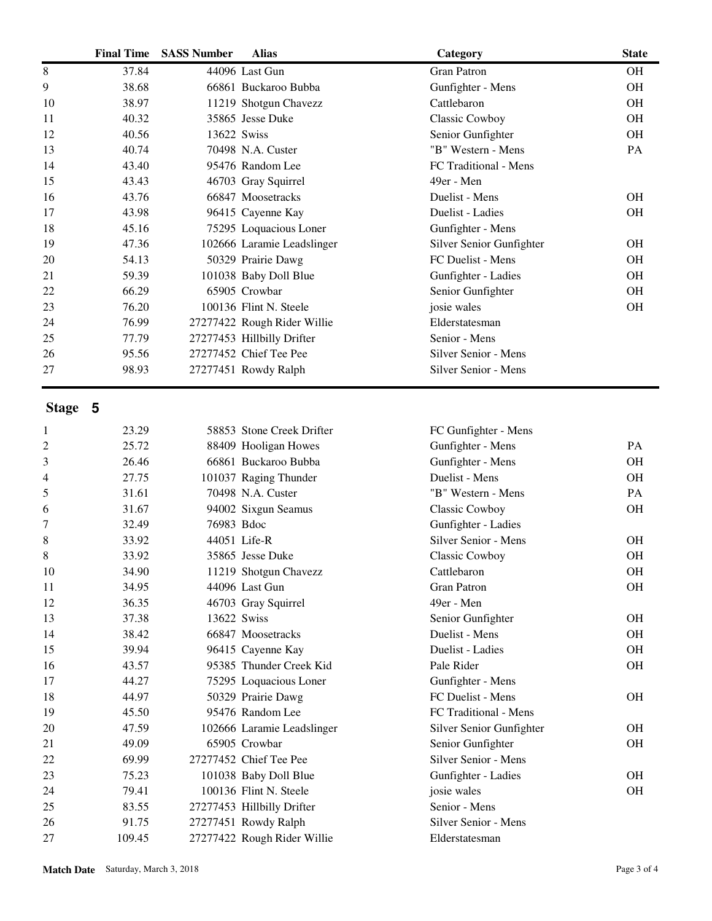| | Final Time | SASS Number | Alias | Category | State |
|---|---|---|---|---|---|
| 8 | 37.84 | 44096 | Last Gun | Gran Patron | OH |
| 9 | 38.68 | 66861 | Buckaroo Bubba | Gunfighter - Mens | OH |
| 10 | 38.97 | 11219 | Shotgun Chavezz | Cattlebaron | OH |
| 11 | 40.32 | 35865 | Jesse Duke | Classic Cowboy | OH |
| 12 | 40.56 | 13622 | Swiss | Senior Gunfighter | OH |
| 13 | 40.74 | 70498 | N.A. Custer | "B" Western - Mens | PA |
| 14 | 43.40 | 95476 | Random Lee | FC Traditional - Mens | |
| 15 | 43.43 | 46703 | Gray Squirrel | 49er - Men | |
| 16 | 43.76 | 66847 | Moosetracks | Duelist - Mens | OH |
| 17 | 43.98 | 96415 | Cayenne Kay | Duelist - Ladies | OH |
| 18 | 45.16 | 75295 | Loquacious Loner | Gunfighter - Mens | |
| 19 | 47.36 | 102666 | Laramie Leadslinger | Silver Senior Gunfighter | OH |
| 20 | 54.13 | 50329 | Prairie Dawg | FC Duelist - Mens | OH |
| 21 | 59.39 | 101038 | Baby Doll Blue | Gunfighter - Ladies | OH |
| 22 | 66.29 | 65905 | Crowbar | Senior Gunfighter | OH |
| 23 | 76.20 | 100136 | Flint N. Steele | josie wales | OH |
| 24 | 76.99 | 27277422 | Rough Rider Willie | Elderstatesman | |
| 25 | 77.79 | 27277453 | Hillbilly Drifter | Senior - Mens | |
| 26 | 95.56 | 27277452 | Chief Tee Pee | Silver Senior - Mens | |
| 27 | 98.93 | 27277451 | Rowdy Ralph | Silver Senior - Mens | |

## Stage 5

| | Final Time | SASS Number | Alias | Category | State |
|---|---|---|---|---|---|
| 1 | 23.29 | 58853 | Stone Creek Drifter | FC Gunfighter - Mens | |
| 2 | 25.72 | 88409 | Hooligan Howes | Gunfighter - Mens | PA |
| 3 | 26.46 | 66861 | Buckaroo Bubba | Gunfighter - Mens | OH |
| 4 | 27.75 | 101037 | Raging Thunder | Duelist - Mens | OH |
| 5 | 31.61 | 70498 | N.A. Custer | "B" Western - Mens | PA |
| 6 | 31.67 | 94002 | Sixgun Seamus | Classic Cowboy | OH |
| 7 | 32.49 | 76983 | Bdoc | Gunfighter - Ladies | |
| 8 | 33.92 | 44051 | Life-R | Silver Senior - Mens | OH |
| 8 | 33.92 | 35865 | Jesse Duke | Classic Cowboy | OH |
| 10 | 34.90 | 11219 | Shotgun Chavezz | Cattlebaron | OH |
| 11 | 34.95 | 44096 | Last Gun | Gran Patron | OH |
| 12 | 36.35 | 46703 | Gray Squirrel | 49er - Men | |
| 13 | 37.38 | 13622 | Swiss | Senior Gunfighter | OH |
| 14 | 38.42 | 66847 | Moosetracks | Duelist - Mens | OH |
| 15 | 39.94 | 96415 | Cayenne Kay | Duelist - Ladies | OH |
| 16 | 43.57 | 95385 | Thunder Creek Kid | Pale Rider | OH |
| 17 | 44.27 | 75295 | Loquacious Loner | Gunfighter - Mens | |
| 18 | 44.97 | 50329 | Prairie Dawg | FC Duelist - Mens | OH |
| 19 | 45.50 | 95476 | Random Lee | FC Traditional - Mens | |
| 20 | 47.59 | 102666 | Laramie Leadslinger | Silver Senior Gunfighter | OH |
| 21 | 49.09 | 65905 | Crowbar | Senior Gunfighter | OH |
| 22 | 69.99 | 27277452 | Chief Tee Pee | Silver Senior - Mens | |
| 23 | 75.23 | 101038 | Baby Doll Blue | Gunfighter - Ladies | OH |
| 24 | 79.41 | 100136 | Flint N. Steele | josie wales | OH |
| 25 | 83.55 | 27277453 | Hillbilly Drifter | Senior - Mens | |
| 26 | 91.75 | 27277451 | Rowdy Ralph | Silver Senior - Mens | |
| 27 | 109.45 | 27277422 | Rough Rider Willie | Elderstatesman | |

**Match Date** Saturday, March 3, 2018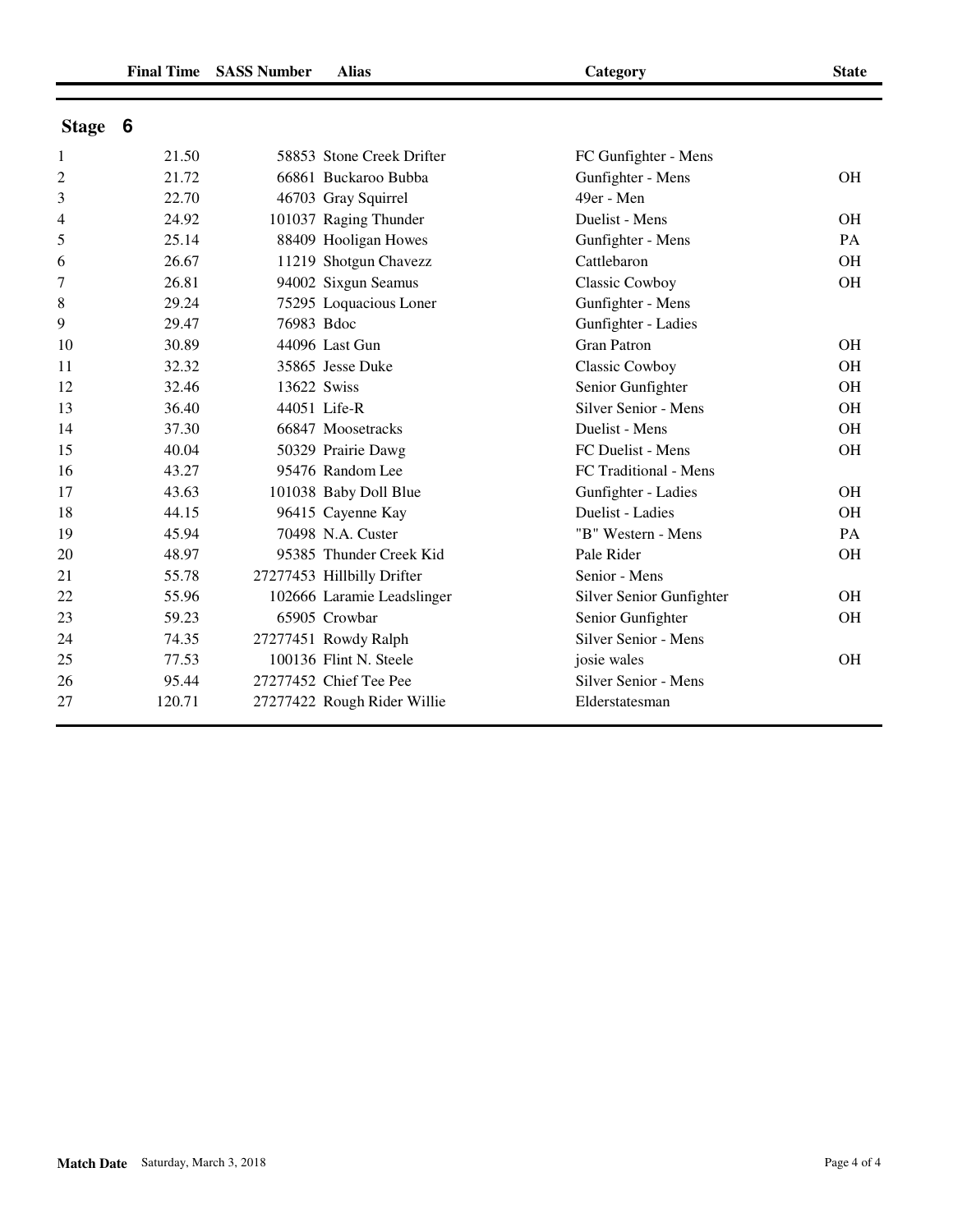| | Final Time | SASS Number | Alias | Category | State |
|---|---|---|---|---|---|
| **Stage 6** | | | | | |
| 1 | 21.50 | 58853 | Stone Creek Drifter | FC Gunfighter - Mens | |
| 2 | 21.72 | 66861 | Buckaroo Bubba | Gunfighter - Mens | OH |
| 3 | 22.70 | 46703 | Gray Squirrel | 49er - Men | |
| 4 | 24.92 | 101037 | Raging Thunder | Duelist - Mens | OH |
| 5 | 25.14 | 88409 | Hooligan Howes | Gunfighter - Mens | PA |
| 6 | 26.67 | 11219 | Shotgun Chavezz | Cattlebaron | OH |
| 7 | 26.81 | 94002 | Sixgun Seamus | Classic Cowboy | OH |
| 8 | 29.24 | 75295 | Loquacious Loner | Gunfighter - Mens | |
| 9 | 29.47 | 76983 | Bdoc | Gunfighter - Ladies | |
| 10 | 30.89 | 44096 | Last Gun | Gran Patron | OH |
| 11 | 32.32 | 35865 | Jesse Duke | Classic Cowboy | OH |
| 12 | 32.46 | 13622 | Swiss | Senior Gunfighter | OH |
| 13 | 36.40 | 44051 | Life-R | Silver Senior - Mens | OH |
| 14 | 37.30 | 66847 | Moosetracks | Duelist - Mens | OH |
| 15 | 40.04 | 50329 | Prairie Dawg | FC Duelist - Mens | OH |
| 16 | 43.27 | 95476 | Random Lee | FC Traditional - Mens | |
| 17 | 43.63 | 101038 | Baby Doll Blue | Gunfighter - Ladies | OH |
| 18 | 44.15 | 96415 | Cayenne Kay | Duelist - Ladies | OH |
| 19 | 45.94 | 70498 | N.A. Custer | "B" Western - Mens | PA |
| 20 | 48.97 | 95385 | Thunder Creek Kid | Pale Rider | OH |
| 21 | 55.78 | 27277453 | Hillbilly Drifter | Senior - Mens | |
| 22 | 55.96 | 102666 | Laramie Leadslinger | Silver Senior Gunfighter | OH |
| 23 | 59.23 | 65905 | Crowbar | Senior Gunfighter | OH |
| 24 | 74.35 | 27277451 | Rowdy Ralph | Silver Senior - Mens | |
| 25 | 77.53 | 100136 | Flint N. Steele | josie wales | OH |
| 26 | 95.44 | 27277452 | Chief Tee Pee | Silver Senior - Mens | |
| 27 | 120.71 | 27277422 | Rough Rider Willie | Elderstatesman | |

**Match Date** Saturday, March 3, 2018